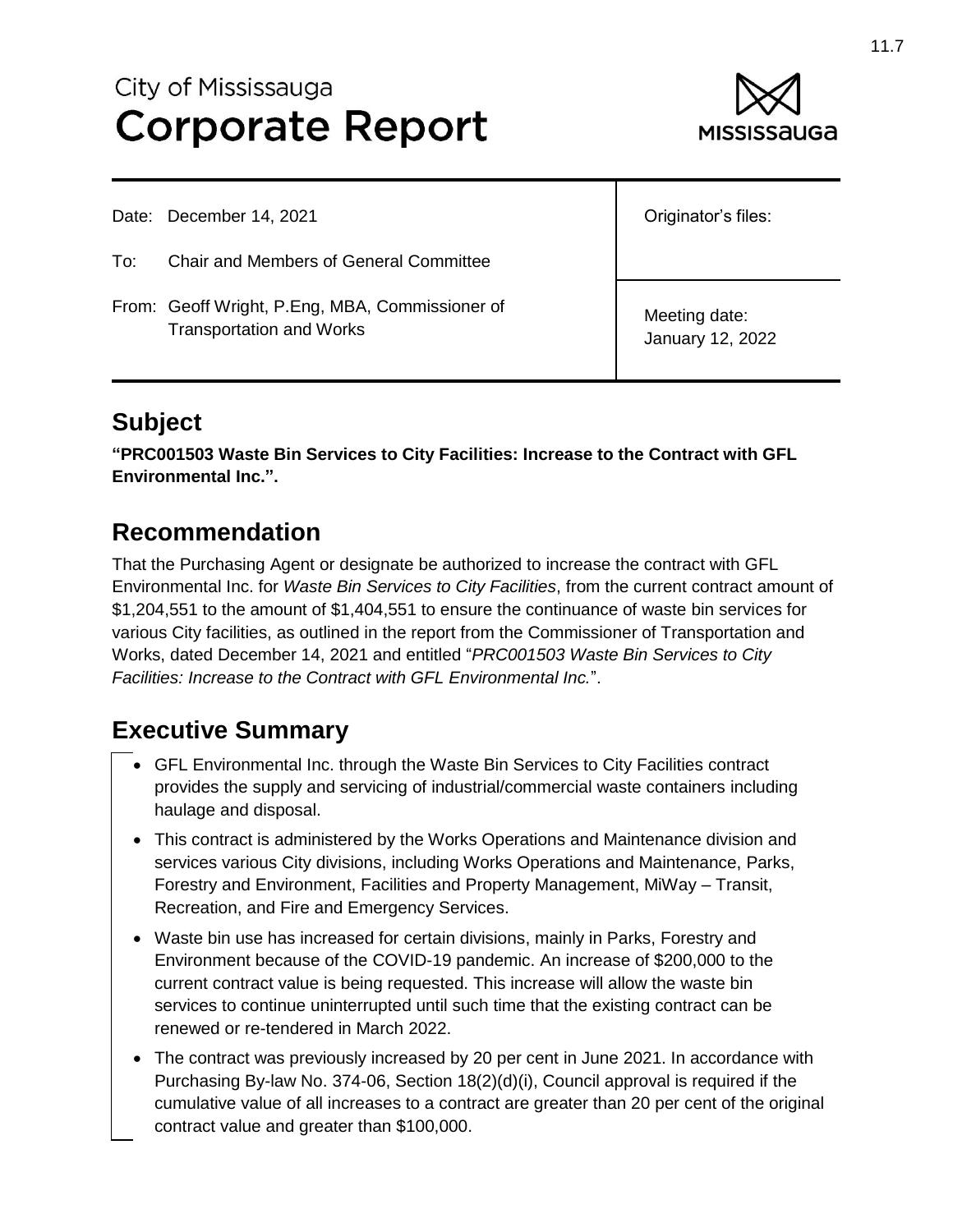City of Mississauga
# Corporate Report

| Date: December 14, 2021 | Originator's files: |
| --- | --- |
| To: Chair and Members of General Committee | |
| From: Geoff Wright, P.Eng, MBA, Commissioner of Transportation and Works | Meeting date: January 12, 2022 |

## Subject

**"PRC001503 Waste Bin Services to City Facilities: Increase to the Contract with GFL Environmental Inc.".**

## Recommendation

That the Purchasing Agent or designate be authorized to increase the contract with GFL Environmental Inc. for *Waste Bin Services to City Facilities*, from the current contract amount of $1,204,551 to the amount of $1,404,551 to ensure the continuance of waste bin services for various City facilities, as outlined in the report from the Commissioner of Transportation and Works, dated December 14, 2021 and entitled "*PRC001503 Waste Bin Services to City Facilities: Increase to the Contract with GFL Environmental Inc.*".

## Executive Summary

- GFL Environmental Inc. through the Waste Bin Services to City Facilities contract provides the supply and servicing of industrial/commercial waste containers including haulage and disposal.
- This contract is administered by the Works Operations and Maintenance division and services various City divisions, including Works Operations and Maintenance, Parks, Forestry and Environment, Facilities and Property Management, MiWay – Transit, Recreation, and Fire and Emergency Services.
- Waste bin use has increased for certain divisions, mainly in Parks, Forestry and Environment because of the COVID-19 pandemic. An increase of $200,000 to the current contract value is being requested. This increase will allow the waste bin services to continue uninterrupted until such time that the existing contract can be renewed or re-tendered in March 2022.
- The contract was previously increased by 20 per cent in June 2021. In accordance with Purchasing By-law No. 374-06, Section 18(2)(d)(i), Council approval is required if the cumulative value of all increases to a contract are greater than 20 per cent of the original contract value and greater than $100,000.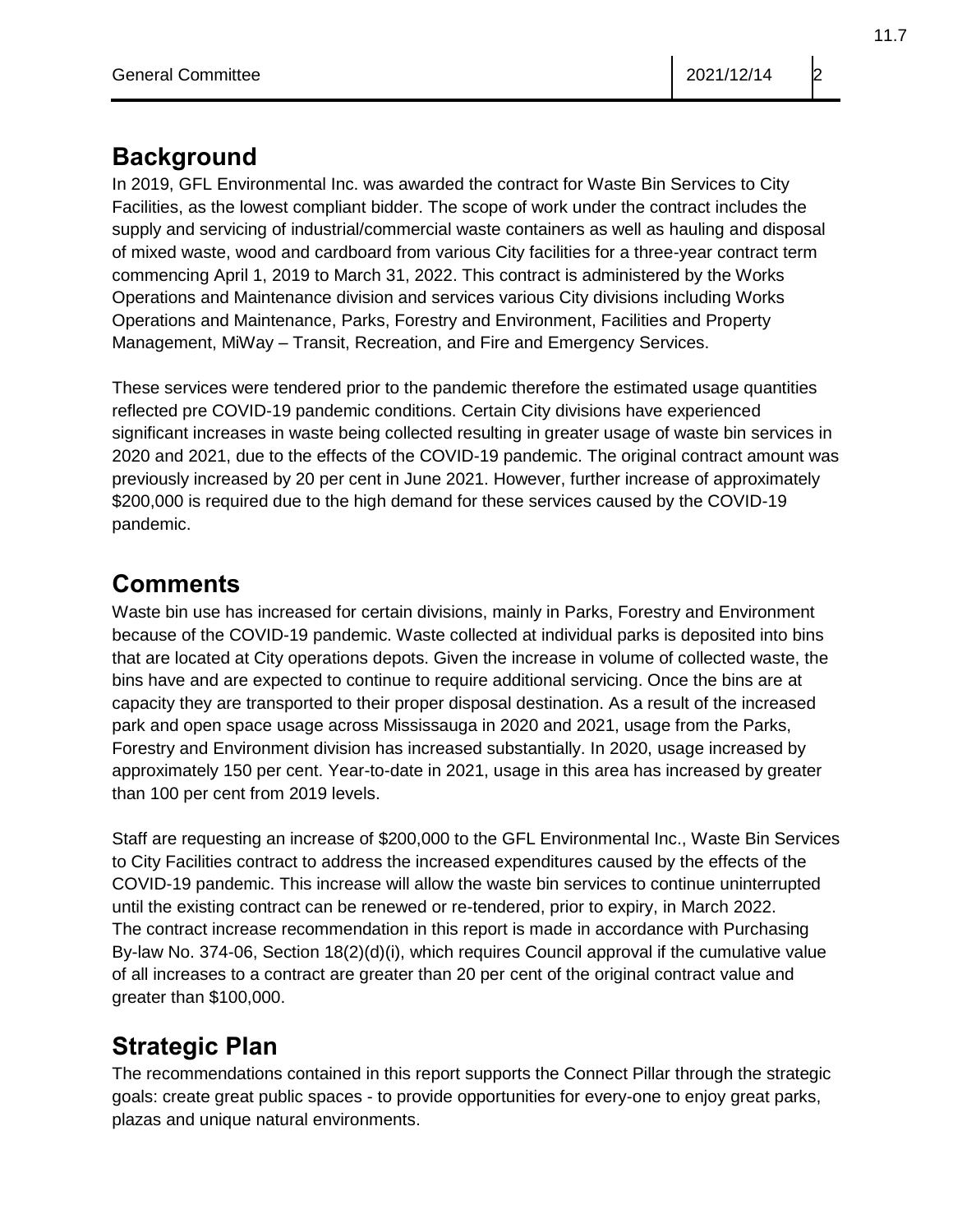## Background

In 2019, GFL Environmental Inc. was awarded the contract for Waste Bin Services to City Facilities, as the lowest compliant bidder. The scope of work under the contract includes the supply and servicing of industrial/commercial waste containers as well as hauling and disposal of mixed waste, wood and cardboard from various City facilities for a three-year contract term commencing April 1, 2019 to March 31, 2022. This contract is administered by the Works Operations and Maintenance division and services various City divisions including Works Operations and Maintenance, Parks, Forestry and Environment, Facilities and Property Management, MiWay – Transit, Recreation, and Fire and Emergency Services.

These services were tendered prior to the pandemic therefore the estimated usage quantities reflected pre COVID-19 pandemic conditions. Certain City divisions have experienced significant increases in waste being collected resulting in greater usage of waste bin services in 2020 and 2021, due to the effects of the COVID-19 pandemic. The original contract amount was previously increased by 20 per cent in June 2021. However, further increase of approximately $200,000 is required due to the high demand for these services caused by the COVID-19 pandemic.

## Comments

Waste bin use has increased for certain divisions, mainly in Parks, Forestry and Environment because of the COVID-19 pandemic. Waste collected at individual parks is deposited into bins that are located at City operations depots. Given the increase in volume of collected waste, the bins have and are expected to continue to require additional servicing. Once the bins are at capacity they are transported to their proper disposal destination. As a result of the increased park and open space usage across Mississauga in 2020 and 2021, usage from the Parks, Forestry and Environment division has increased substantially. In 2020, usage increased by approximately 150 per cent. Year-to-date in 2021, usage in this area has increased by greater than 100 per cent from 2019 levels.

Staff are requesting an increase of $200,000 to the GFL Environmental Inc., Waste Bin Services to City Facilities contract to address the increased expenditures caused by the effects of the COVID-19 pandemic. This increase will allow the waste bin services to continue uninterrupted until the existing contract can be renewed or re-tendered, prior to expiry, in March 2022. The contract increase recommendation in this report is made in accordance with Purchasing By-law No. 374-06, Section 18(2)(d)(i), which requires Council approval if the cumulative value of all increases to a contract are greater than 20 per cent of the original contract value and greater than $100,000.

## Strategic Plan

The recommendations contained in this report supports the Connect Pillar through the strategic goals: create great public spaces - to provide opportunities for every-one to enjoy great parks, plazas and unique natural environments.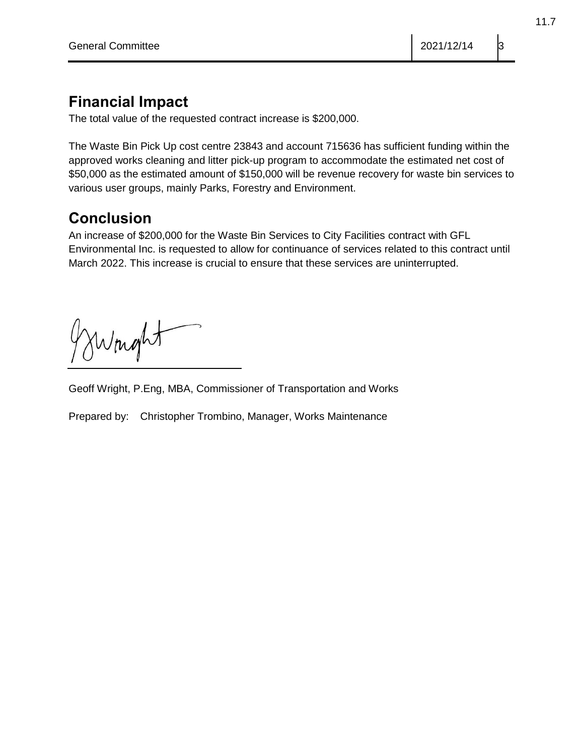## Financial Impact

The total value of the requested contract increase is $200,000.

The Waste Bin Pick Up cost centre 23843 and account 715636 has sufficient funding within the approved works cleaning and litter pick-up program to accommodate the estimated net cost of $50,000 as the estimated amount of $150,000 will be revenue recovery for waste bin services to various user groups, mainly Parks, Forestry and Environment.

## Conclusion

An increase of $200,000 for the Waste Bin Services to City Facilities contract with GFL Environmental Inc. is requested to allow for continuance of services related to this contract until March 2022. This increase is crucial to ensure that these services are uninterrupted.

Geoff Wright, P.Eng, MBA, Commissioner of Transportation and Works

Prepared by: Christopher Trombino, Manager, Works Maintenance